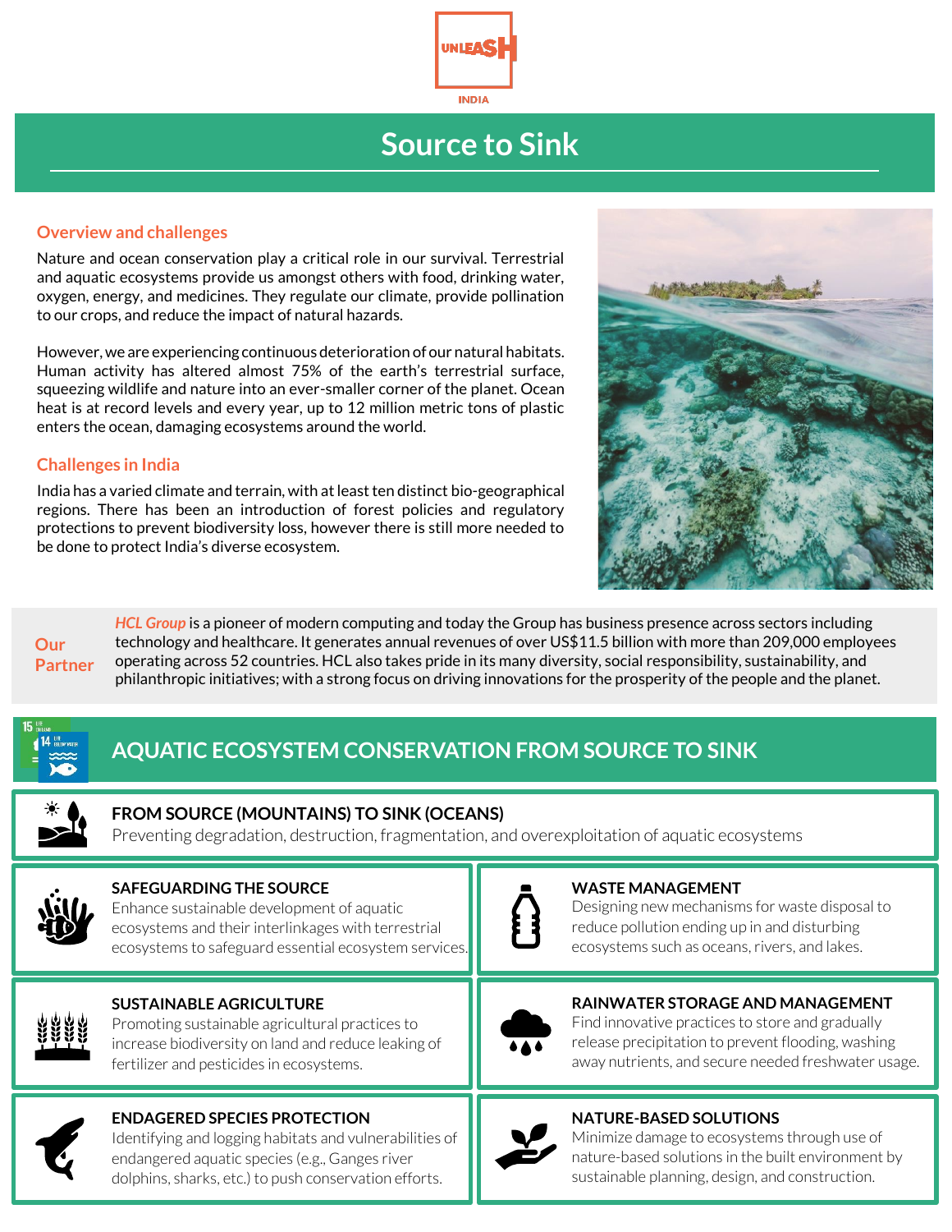UNLEASH INDIA

# Source to Sink

## Overview and challenges

Nature and ocean conservation play a critical role in our survival. Terrestrial and aquatic ecosystems provide us amongst others with food, drinking water, oxygen, energy, and medicines. They regulate our climate, provide pollination to our crops, and reduce the impact of natural hazards.

However, we are experiencing continuous deterioration of our natural habitats. Human activity has altered almost 75% of the earth's terrestrial surface, squeezing wildlife and nature into an ever-smaller corner of the planet. Ocean heat is at record levels and every year, up to 12 million metric tons of plastic enters the ocean, damaging ecosystems around the world.

## Challenges in India

India has a varied climate and terrain, with at least ten distinct bio-geographical regions. There has been an introduction of forest policies and regulatory protections to prevent biodiversity loss, however there is still more needed to be done to protect India's diverse ecosystem.

**Our Partner**

*HCL Group* is a pioneer of modern computing and today the Group has business presence across sectors including technology and healthcare. It generates annual revenues of over US$11.5 billion with more than 209,000 employees operating across 52 countries. HCL also takes pride in its many diversity, social responsibility, sustainability, and philanthropic initiatives; with a strong focus on driving innovations for the prosperity of the people and the planet.

## AQUATIC ECOSYSTEM CONSERVATION FROM SOURCE TO SINK

### FROM SOURCE (MOUNTAINS) TO SINK (OCEANS)

Preventing degradation, destruction, fragmentation, and overexploitation of aquatic ecosystems

### SAFEGUARDING THE SOURCE

Enhance sustainable development of aquatic ecosystems and their interlinkages with terrestrial ecosystems to safeguard essential ecosystem services.

### WASTE MANAGEMENT

Designing new mechanisms for waste disposal to reduce pollution ending up in and disturbing ecosystems such as oceans, rivers, and lakes.

### SUSTAINABLE AGRICULTURE

Promoting sustainable agricultural practices to increase biodiversity on land and reduce leaking of fertilizer and pesticides in ecosystems.

### RAINWATER STORAGE AND MANAGEMENT

Find innovative practices to store and gradually release precipitation to prevent flooding, washing away nutrients, and secure needed freshwater usage.

### ENDAGERED SPECIES PROTECTION

Identifying and logging habitats and vulnerabilities of endangered aquatic species (e.g., Ganges river dolphins, sharks, etc.) to push conservation efforts.

### NATURE-BASED SOLUTIONS

Minimize damage to ecosystems through use of nature-based solutions in the built environment by sustainable planning, design, and construction.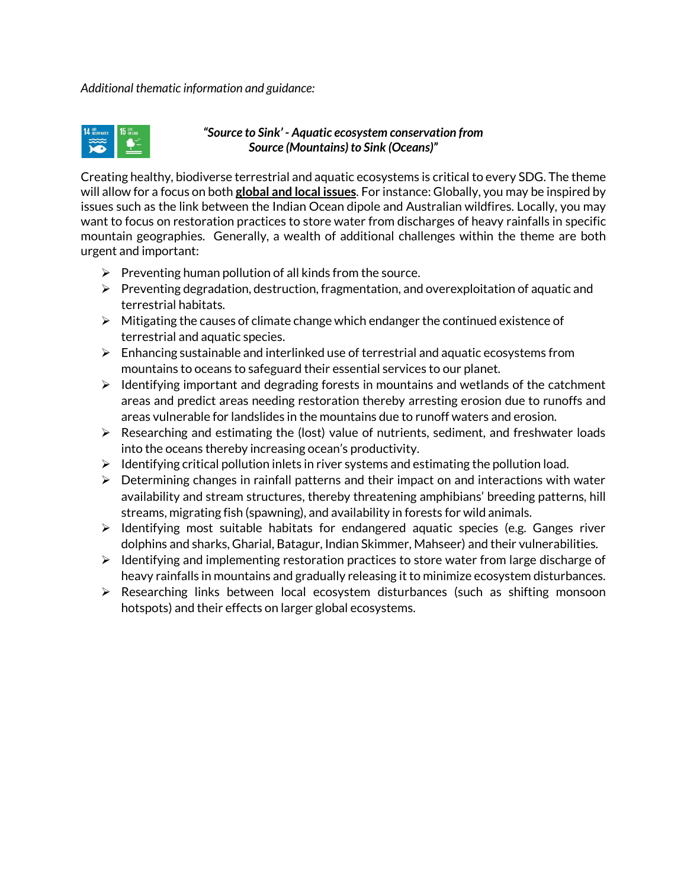*Additional thematic information and guidance:*

***"Source to Sink' - Aquatic ecosystem conservation from Source (Mountains) to Sink (Oceans)"***

Creating healthy, biodiverse terrestrial and aquatic ecosystems is critical to every SDG. The theme will allow for a focus on both **global and local issues**. For instance: Globally, you may be inspired by issues such as the link between the Indian Ocean dipole and Australian wildfires. Locally, you may want to focus on restoration practices to store water from discharges of heavy rainfalls in specific mountain geographies. Generally, a wealth of additional challenges within the theme are both urgent and important:

- Preventing human pollution of all kinds from the source.
- Preventing degradation, destruction, fragmentation, and overexploitation of aquatic and terrestrial habitats.
- Mitigating the causes of climate change which endanger the continued existence of terrestrial and aquatic species.
- Enhancing sustainable and interlinked use of terrestrial and aquatic ecosystems from mountains to oceans to safeguard their essential services to our planet.
- Identifying important and degrading forests in mountains and wetlands of the catchment areas and predict areas needing restoration thereby arresting erosion due to runoffs and areas vulnerable for landslides in the mountains due to runoff waters and erosion.
- Researching and estimating the (lost) value of nutrients, sediment, and freshwater loads into the oceans thereby increasing ocean's productivity.
- Identifying critical pollution inlets in river systems and estimating the pollution load.
- Determining changes in rainfall patterns and their impact on and interactions with water availability and stream structures, thereby threatening amphibians' breeding patterns, hill streams, migrating fish (spawning), and availability in forests for wild animals.
- Identifying most suitable habitats for endangered aquatic species (e.g. Ganges river dolphins and sharks, Gharial, Batagur, Indian Skimmer, Mahseer) and their vulnerabilities.
- Identifying and implementing restoration practices to store water from large discharge of heavy rainfalls in mountains and gradually releasing it to minimize ecosystem disturbances.
- Researching links between local ecosystem disturbances (such as shifting monsoon hotspots) and their effects on larger global ecosystems.